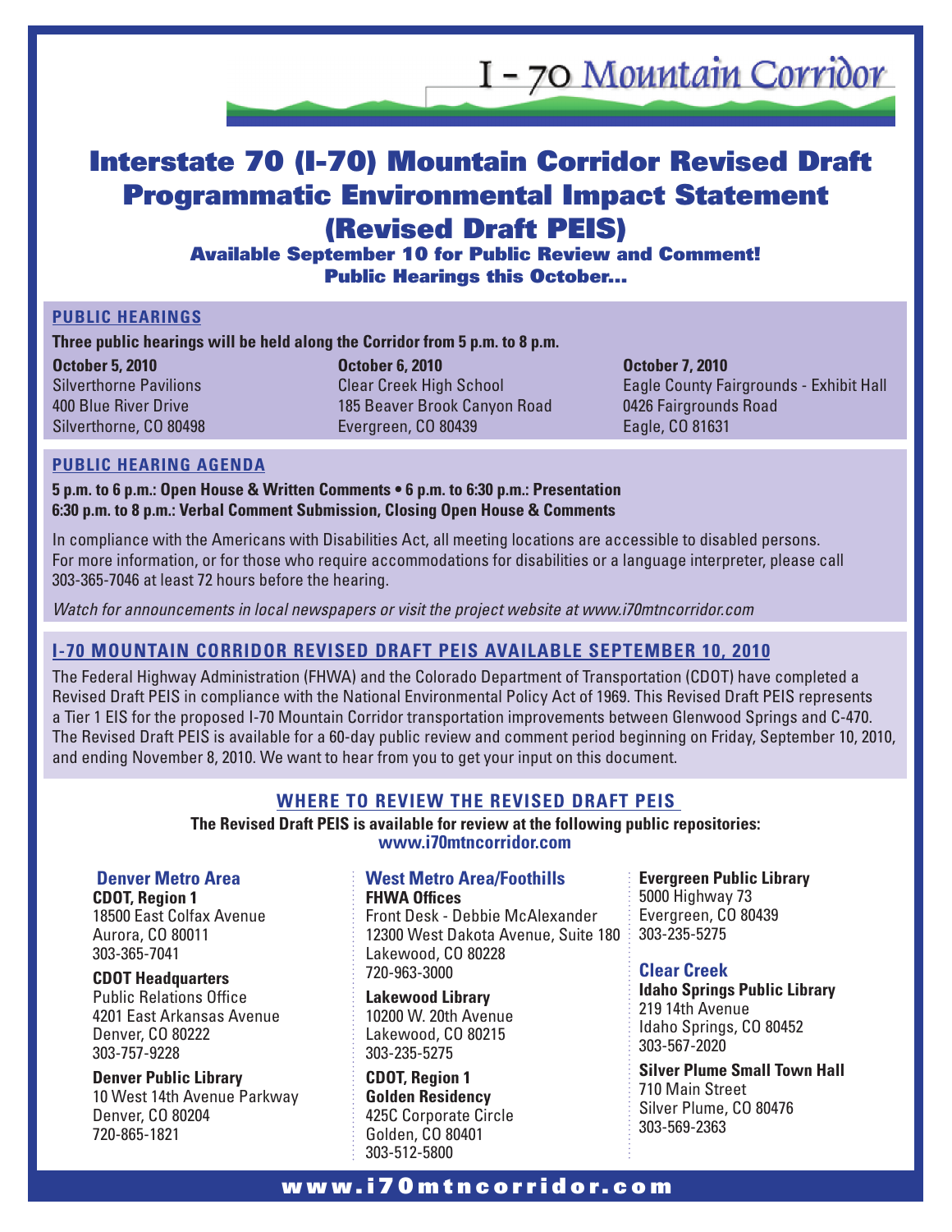I - 70 Mountain Corridor

# Interstate 70 (I-70) Mountain Corridor Revised Draft Programmatic Environmental Impact Statement (Revised Draft PEIS)

### Available September 10 for Public Review and Comment! Public Hearings this October...

## PUBLIC HEARINGS

**Three public hearings will be held along the Corridor from 5 p.m. to 8 p.m.**

**October 5, 2010**
Silverthorne Pavilions
400 Blue River Drive
Silverthorne, CO 80498

**October 6, 2010**
Clear Creek High School
185 Beaver Brook Canyon Road
Evergreen, CO 80439

**October 7, 2010**
Eagle County Fairgrounds - Exhibit Hall
0426 Fairgrounds Road
Eagle, CO 81631

## PUBLIC HEARING AGENDA

**5 p.m. to 6 p.m.: Open House & Written Comments • 6 p.m. to 6:30 p.m.: Presentation**
**6:30 p.m. to 8 p.m.: Verbal Comment Submission, Closing Open House & Comments**

In compliance with the Americans with Disabilities Act, all meeting locations are accessible to disabled persons. For more information, or for those who require accommodations for disabilities or a language interpreter, please call 303-365-7046 at least 72 hours before the hearing.

*Watch for announcements in local newspapers or visit the project website at www.i70mtncorridor.com*

## I-70 MOUNTAIN CORRIDOR REVISED DRAFT PEIS AVAILABLE SEPTEMBER 10, 2010

The Federal Highway Administration (FHWA) and the Colorado Department of Transportation (CDOT) have completed a Revised Draft PEIS in compliance with the National Environmental Policy Act of 1969. This Revised Draft PEIS represents a Tier 1 EIS for the proposed I-70 Mountain Corridor transportation improvements between Glenwood Springs and C-470. The Revised Draft PEIS is available for a 60-day public review and comment period beginning on Friday, September 10, 2010, and ending November 8, 2010. We want to hear from you to get your input on this document.

## WHERE TO REVIEW THE REVISED DRAFT PEIS

**The Revised Draft PEIS is available for review at the following public repositories:**
**www.i70mtncorridor.com**

### Denver Metro Area

**CDOT, Region 1**
18500 East Colfax Avenue
Aurora, CO 80011
303-365-7041

**CDOT Headquarters**
Public Relations Office
4201 East Arkansas Avenue
Denver, CO 80222
303-757-9228

**Denver Public Library**
10 West 14th Avenue Parkway
Denver, CO 80204
720-865-1821

### West Metro Area/Foothills

**FHWA Offices**
Front Desk - Debbie McAlexander
12300 West Dakota Avenue, Suite 180
Lakewood, CO 80228
720-963-3000

**Lakewood Library**
10200 W. 20th Avenue
Lakewood, CO 80215
303-235-5275

**CDOT, Region 1**
**Golden Residency**
425C Corporate Circle
Golden, CO 80401
303-512-5800

**Evergreen Public Library**
5000 Highway 73
Evergreen, CO 80439
303-235-5275

### Clear Creek

**Idaho Springs Public Library**
219 14th Avenue
Idaho Springs, CO 80452
303-567-2020

**Silver Plume Small Town Hall**
710 Main Street
Silver Plume, CO 80476
303-569-2363

www.i70mtncorridor.com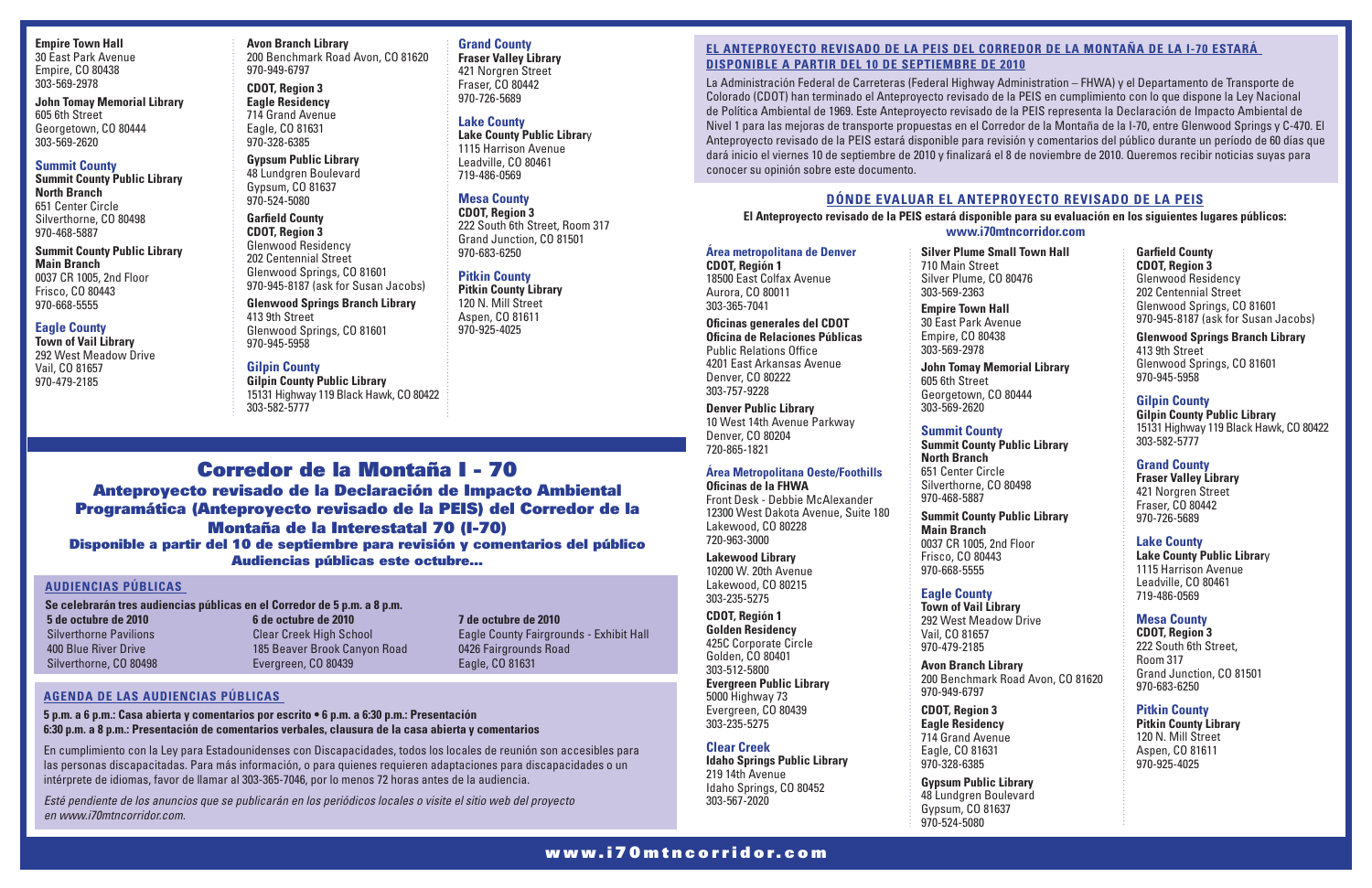**Empire Town Hall**
30 East Park Avenue
Empire, CO 80438
303-569-2978

**John Tomay Memorial Library**
605 6th Street
Georgetown, CO 80444
303-569-2620

### Summit County

**Summit County Public Library**
**North Branch**
651 Center Circle
Silverthorne, CO 80498
970-468-5887

**Summit County Public Library**
**Main Branch**
0037 CR 1005, 2nd Floor
Frisco, CO 80443
970-668-5555

### Eagle County

**Town of Vail Library**
292 West Meadow Drive
Vail, CO 81657
970-479-2185

**Avon Branch Library**
200 Benchmark Road Avon, CO 81620
970-949-6797

**CDOT, Region 3**
**Eagle Residency**
714 Grand Avenue
Eagle, CO 81631
970-328-6385

**Gypsum Public Library**
48 Lundgren Boulevard
Gypsum, CO 81637
970-524-5080

**Garfield County**
**CDOT, Region 3**
Glenwood Residency
202 Centennial Street
Glenwood Springs, CO 81601
970-945-8187 (ask for Susan Jacobs)

**Glenwood Springs Branch Library**
413 9th Street
Glenwood Springs, CO 81601
970-945-5958

### Gilpin County

**Gilpin County Public Library**
15131 Highway 119 Black Hawk, CO 80422
303-582-5777

### Grand County

**Fraser Valley Library**
421 Norgren Street
Fraser, CO 80442
970-726-5689

### Lake County

**Lake County Public Library**
1115 Harrison Avenue
Leadville, CO 80461
719-486-0569

### Mesa County

**CDOT, Region 3**
222 South 6th Street, Room 317
Grand Junction, CO 81501
970-683-6250

### Pitkin County

**Pitkin County Library**
120 N. Mill Street
Aspen, CO 81611
970-925-4025

# Corredor de la Montaña I - 70

## Anteproyecto revisado de la Declaración de Impacto Ambiental Programática (Anteproyecto revisado de la PEIS) del Corredor de la Montaña de la Interestatal 70 (I-70)

**Disponible a partir del 10 de septiembre para revisión y comentarios del público**
**Audiencias públicas este octubre...**

## AUDIENCIAS PÚBLICAS

**Se celebrarán tres audiencias públicas en el Corredor de 5 p.m. a 8 p.m.**

| 5 de octubre de 2010 | 6 de octubre de 2010 | 7 de octubre de 2010 |
|---|---|---|
| Silverthorne Pavilions | Clear Creek High School | Eagle County Fairgrounds - Exhibit Hall |
| 400 Blue River Drive | 185 Beaver Brook Canyon Road | 0426 Fairgrounds Road |
| Silverthorne, CO 80498 | Evergreen, CO 80439 | Eagle, CO 81631 |

## AGENDA DE LAS AUDIENCIAS PÚBLICAS

**5 p.m. a 6 p.m.: Casa abierta y comentarios por escrito • 6 p.m. a 6:30 p.m.: Presentación**
**6:30 p.m. a 8 p.m.: Presentación de comentarios verbales, clausura de la casa abierta y comentarios**

En cumplimiento con la Ley para Estadounidenses con Discapacidades, todos los locales de reunión son accesibles para las personas discapacitadas. Para más información, o para quienes requieren adaptaciones para discapacidades o un intérprete de idiomas, favor de llamar al 303-365-7046, por lo menos 72 horas antes de la audiencia.

*Esté pendiente de los anuncios que se publicarán en los periódicos locales o visite el sitio web del proyecto en www.i70mtncorridor.com.*

## EL ANTEPROYECTO REVISADO DE LA PEIS DEL CORREDOR DE LA MONTAÑA DE LA I-70 ESTARÁ DISPONIBLE A PARTIR DEL 10 DE SEPTIEMBRE DE 2010

La Administración Federal de Carreteras (Federal Highway Administration – FHWA) y el Departamento de Transporte de Colorado (CDOT) han terminado el Anteproyecto revisado de la PEIS en cumplimiento con lo que dispone la Ley Nacional de Política Ambiental de 1969. Este Anteproyecto revisado de la PEIS representa la Declaración de Impacto Ambiental de Nivel 1 para las mejoras de transporte propuestas en el Corredor de la Montaña de la I-70, entre Glenwood Springs y C-470. El Anteproyecto revisado de la PEIS estará disponible para revisión y comentarios del público durante un período de 60 días que dará inicio el viernes 10 de septiembre de 2010 y finalizará el 8 de noviembre de 2010. Queremos recibir noticias suyas para conocer su opinión sobre este documento.

## DÓNDE EVALUAR EL ANTEPROYECTO REVISADO DE LA PEIS

**El Anteproyecto revisado de la PEIS estará disponible para su evaluación en los siguientes lugares públicos:**
**www.i70mtncorridor.com**

### Área metropolitana de Denver

**CDOT, Región 1**
18500 East Colfax Avenue
Aurora, CO 80011
303-365-7041

**Oficinas generales del CDOT**
**Oficina de Relaciones Públicas**
Public Relations Office
4201 East Arkansas Avenue
Denver, CO 80222
303-757-9228

**Denver Public Library**
10 West 14th Avenue Parkway
Denver, CO 80204
720-865-1821

### Área Metropolitana Oeste/Foothills

**Oficinas de la FHWA**
Front Desk - Debbie McAlexander
12300 West Dakota Avenue, Suite 180
Lakewood, CO 80228
720-963-3000

**Lakewood Library**
10200 W. 20th Avenue
Lakewood, CO 80215
303-235-5275

**CDOT, Región 1**
**Golden Residency**
425C Corporate Circle
Golden, CO 80401
303-512-5800

**Evergreen Public Library**
5000 Highway 73
Evergreen, CO 80439
303-235-5275

### Clear Creek

**Idaho Springs Public Library**
219 14th Avenue
Idaho Springs, CO 80452
303-567-2020

**Silver Plume Small Town Hall**
710 Main Street
Silver Plume, CO 80476
303-569-2363

**Empire Town Hall**
30 East Park Avenue
Empire, CO 80438
303-569-2978

**John Tomay Memorial Library**
605 6th Street
Georgetown, CO 80444
303-569-2620

### Summit County

**Summit County Public Library**
**North Branch**
651 Center Circle
Silverthorne, CO 80498
970-468-5887

**Summit County Public Library**
**Main Branch**
0037 CR 1005, 2nd Floor
Frisco, CO 80443
970-668-5555

### Eagle County

**Town of Vail Library**
292 West Meadow Drive
Vail, CO 81657
970-479-2185

**Avon Branch Library**
200 Benchmark Road Avon, CO 81620
970-949-6797

**CDOT, Region 3**
**Eagle Residency**
714 Grand Avenue
Eagle, CO 81631
970-328-6385

**Gypsum Public Library**
48 Lundgren Boulevard
Gypsum, CO 81637
970-524-5080

**Garfield County**
**CDOT, Region 3**
Glenwood Residency
202 Centennial Street
Glenwood Springs, CO 81601
970-945-8187 (ask for Susan Jacobs)

**Glenwood Springs Branch Library**
413 9th Street
Glenwood Springs, CO 81601
970-945-5958

### Gilpin County

**Gilpin County Public Library**
15131 Highway 119 Black Hawk, CO 80422
303-582-5777

### Grand County

**Fraser Valley Library**
421 Norgren Street
Fraser, CO 80442
970-726-5689

### Lake County

**Lake County Public Library**
1115 Harrison Avenue
Leadville, CO 80461
719-486-0569

### Mesa County

**CDOT, Region 3**
222 South 6th Street,
Room 317
Grand Junction, CO 81501
970-683-6250

### Pitkin County

**Pitkin County Library**
120 N. Mill Street
Aspen, CO 81611
970-925-4025

**www.i70mtncorridor.com**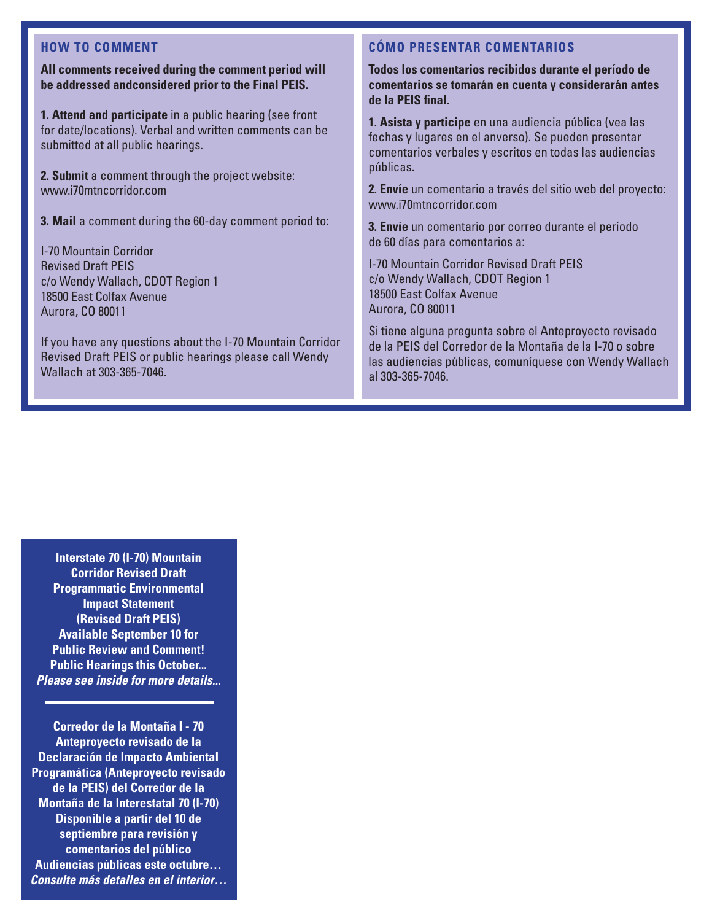## HOW TO COMMENT

**All comments received during the comment period will be addressed andconsidered prior to the Final PEIS.**

**1. Attend and participate** in a public hearing (see front for date/locations). Verbal and written comments can be submitted at all public hearings.

**2. Submit** a comment through the project website: www.i70mtncorridor.com

**3. Mail** a comment during the 60-day comment period to:

I-70 Mountain Corridor
Revised Draft PEIS
c/o Wendy Wallach, CDOT Region 1
18500 East Colfax Avenue
Aurora, CO 80011

If you have any questions about the I-70 Mountain Corridor Revised Draft PEIS or public hearings please call Wendy Wallach at 303-365-7046.

## CÓMO PRESENTAR COMENTARIOS

**Todos los comentarios recibidos durante el período de comentarios se tomarán en cuenta y considerarán antes de la PEIS final.**

**1. Asista y participe** en una audiencia pública (vea las fechas y lugares en el anverso). Se pueden presentar comentarios verbales y escritos en todas las audiencias públicas.

**2. Envíe** un comentario a través del sitio web del proyecto: www.i70mtncorridor.com

**3. Envíe** un comentario por correo durante el período de 60 días para comentarios a:

I-70 Mountain Corridor Revised Draft PEIS
c/o Wendy Wallach, CDOT Region 1
18500 East Colfax Avenue
Aurora, CO 80011

Si tiene alguna pregunta sobre el Anteproyecto revisado de la PEIS del Corredor de la Montaña de la I-70 o sobre las audiencias públicas, comuníquese con Wendy Wallach al 303-365-7046.

**Interstate 70 (I-70) Mountain Corridor Revised Draft Programmatic Environmental Impact Statement (Revised Draft PEIS) Available September 10 for Public Review and Comment! Public Hearings this October...**
***Please see inside for more details...***

---

**Corredor de la Montaña I - 70 Anteproyecto revisado de la Declaración de Impacto Ambiental Programática (Anteproyecto revisado de la PEIS) del Corredor de la Montaña de la Interestatal 70 (I-70) Disponible a partir del 10 de septiembre para revisión y comentarios del público Audiencias públicas este octubre…**
***Consulte más detalles en el interior…***